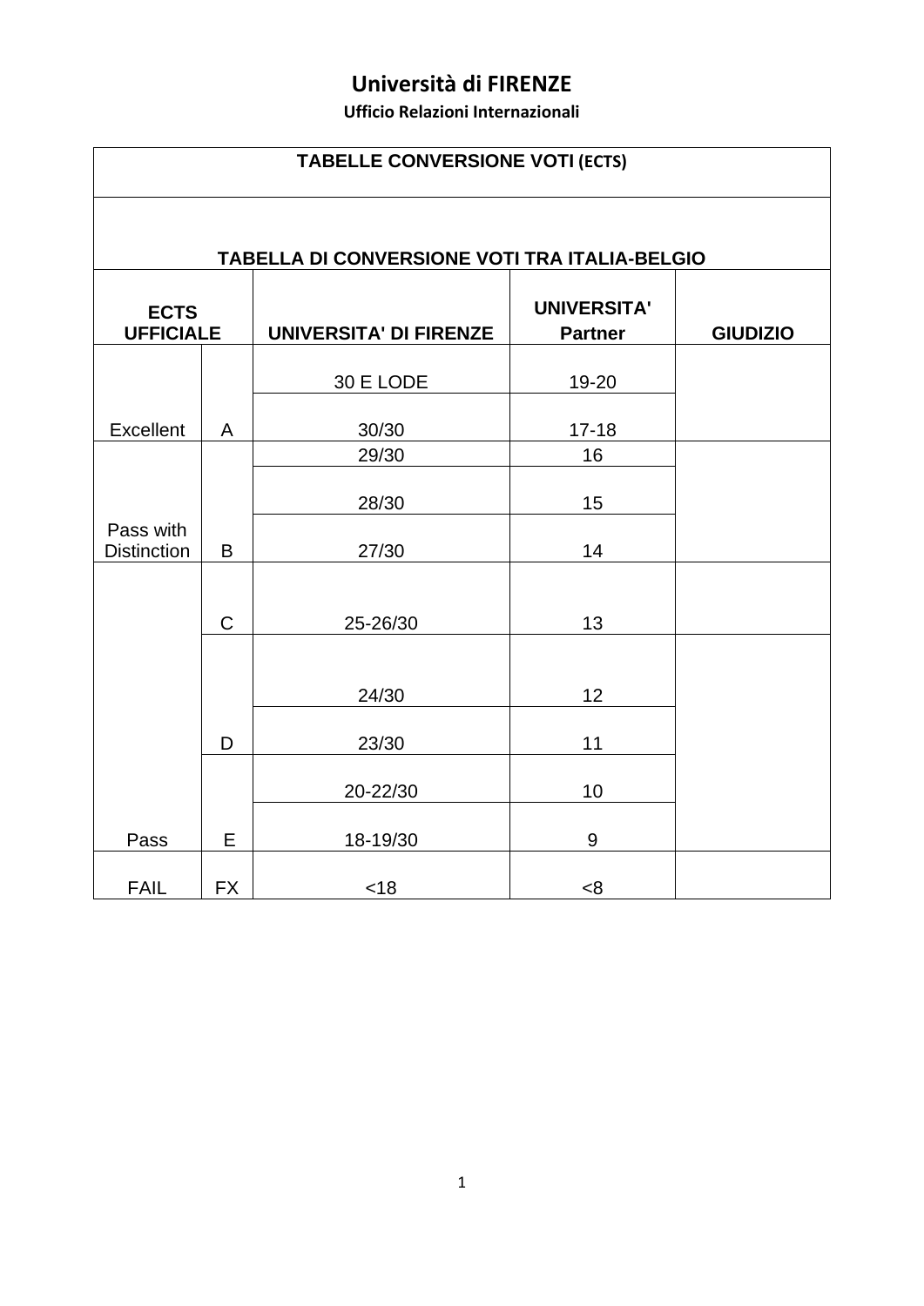# Università di FIRENZE

**Ufficio Relazioni Internazionali**

**TABELLE CONVERSIONE VOTI (ECTS)**

**TABELLA DI CONVERSIONE VOTI TRA ITALIA-BELGIO**

| ECTS UFFICIALE | | UNIVERSITA' DI FIRENZE | UNIVERSITA' Partner | GIUDIZIO |
|---|---|---|---|---|
| Excellent | A | 30 E LODE | 19-20 | |
| | | 30/30 | 17-18 | |
| Pass with Distinction | B | 29/30 | 16 | |
| | | 28/30 | 15 | |
| | | 27/30 | 14 | |
| | C | 25-26/30 | 13 | |
| | D | 24/30 | 12 | |
| | | 23/30 | 11 | |
| Pass | E | 20-22/30 | 10 | |
| | | 18-19/30 | 9 | |
| FAIL | FX | <18 | <8 | |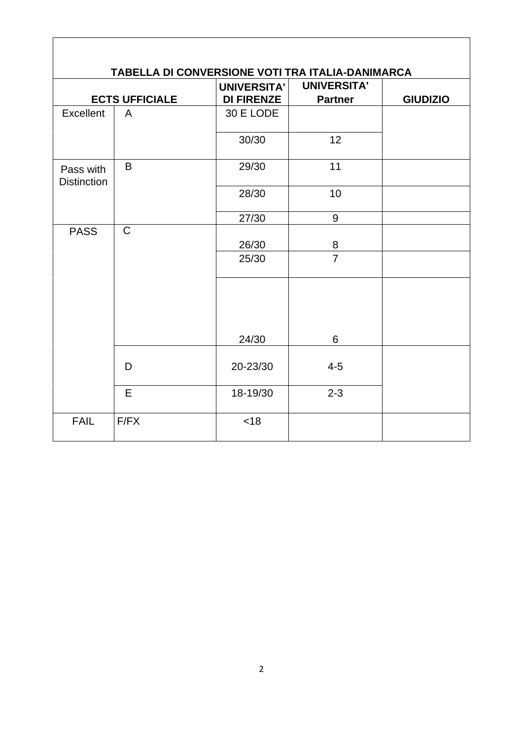**TABELLA DI CONVERSIONE VOTI TRA ITALIA-DANIMARCA**

| ECTS UFFICIALE | | UNIVERSITA' DI FIRENZE | UNIVERSITA' Partner | GIUDIZIO |
|---|---|---|---|---|
| Excellent | A | 30 E LODE | | |
| | | 30/30 | 12 | |
| Pass with Distinction | B | 29/30 | 11 | |
| | | 28/30 | 10 | |
| | | 27/30 | 9 | |
| PASS | C | 26/30 | 8 | |
| | | 25/30 | 7 | |
| | | 24/30 | 6 | |
| | D | 20-23/30 | 4-5 | |
| | E | 18-19/30 | 2-3 | |
| FAIL | F/FX | <18 | | |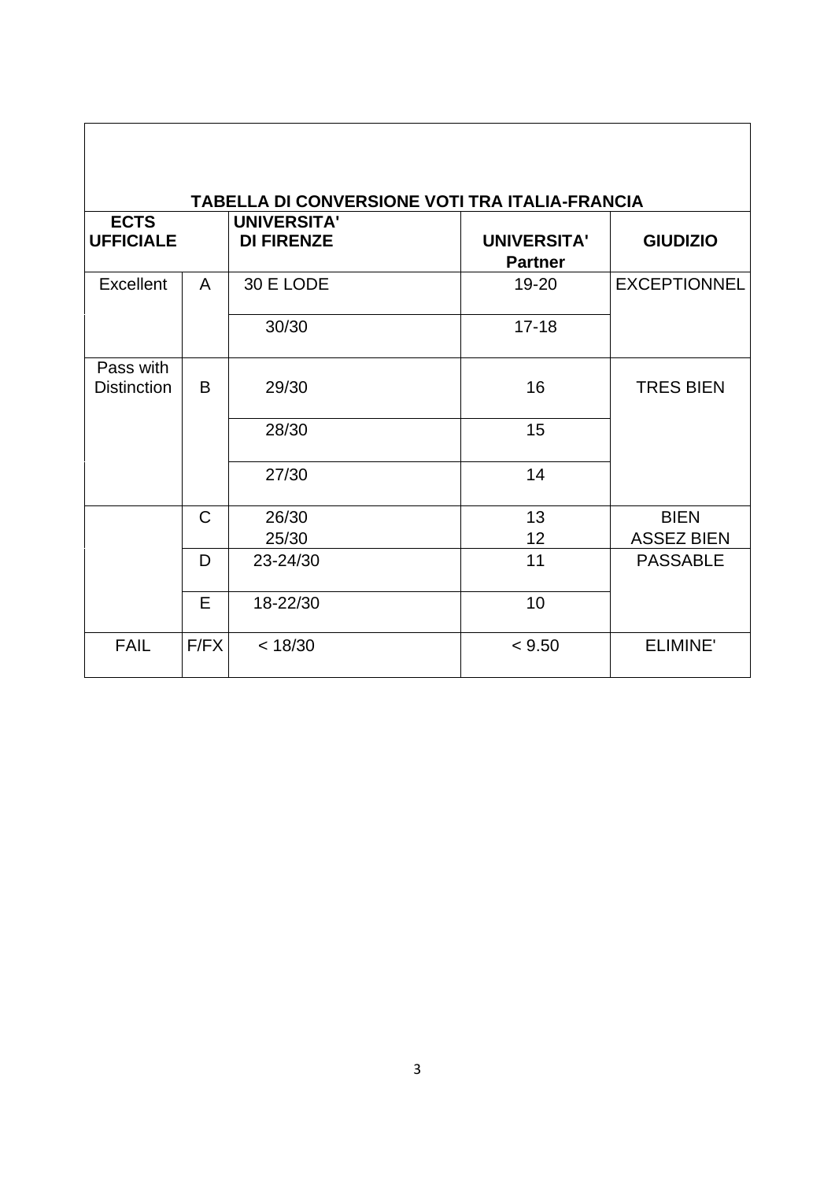| TABELLA DI CONVERSIONE VOTI TRA ITALIA-FRANCIA | | | | |
|---|---|---|---|---|
| **ECTS UFFICIALE** | | **UNIVERSITA' DI FIRENZE** | **UNIVERSITA' Partner** | **GIUDIZIO** |
| Excellent | A | 30 E LODE | 19-20 | EXCEPTIONNEL |
| | | 30/30 | 17-18 | |
| Pass with Distinction | B | 29/30 | 16 | TRES BIEN |
| | | 28/30 | 15 | |
| | | 27/30 | 14 | |
| | C | 26/30<br>25/30 | 13<br>12 | BIEN<br>ASSEZ BIEN |
| | D | 23-24/30 | 11 | PASSABLE |
| | E | 18-22/30 | 10 | |
| FAIL | F/FX | < 18/30 | < 9.50 | ELIMINE' |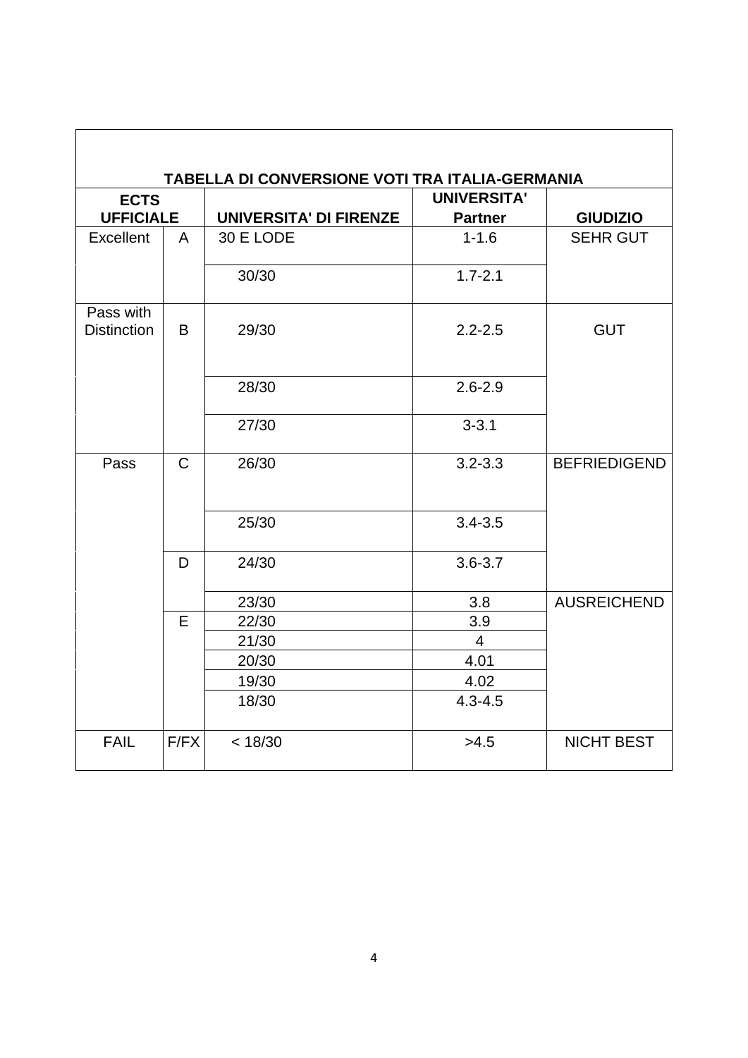| TABELLA DI CONVERSIONE VOTI TRA ITALIA-GERMANIA | | | | |
|---|---|---|---|---|
| **ECTS UFFICIALE** | | **UNIVERSITA' DI FIRENZE** | **UNIVERSITA' Partner** | **GIUDIZIO** |
| Excellent | A | 30 E LODE | 1-1.6 | SEHR GUT |
| | | 30/30 | 1.7-2.1 | |
| Pass with Distinction | B | 29/30 | 2.2-2.5 | GUT |
| | | 28/30 | 2.6-2.9 | |
| | | 27/30 | 3-3.1 | |
| Pass | C | 26/30 | 3.2-3.3 | BEFRIEDIGEND |
| | | 25/30 | 3.4-3.5 | |
| | D | 24/30 | 3.6-3.7 | |
| | | 23/30 | 3.8 | AUSREICHEND |
| | E | 22/30 | 3.9 | |
| | | 21/30 | 4 | |
| | | 20/30 | 4.01 | |
| | | 19/30 | 4.02 | |
| | | 18/30 | 4.3-4.5 | |
| FAIL | F/FX | < 18/30 | >4.5 | NICHT BEST |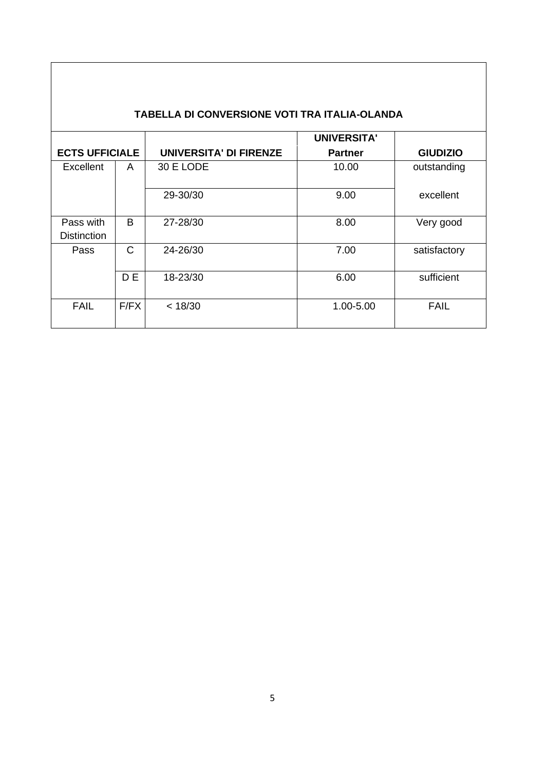## TABELLA DI CONVERSIONE VOTI TRA ITALIA-OLANDA

| ECTS UFFICIALE | | UNIVERSITA' DI FIRENZE | UNIVERSITA' Partner | GIUDIZIO |
|---|---|---|---|---|
| Excellent | A | 30 E LODE | 10.00 | outstanding |
| | | 29-30/30 | 9.00 | excellent |
| Pass with Distinction | B | 27-28/30 | 8.00 | Very good |
| Pass | C | 24-26/30 | 7.00 | satisfactory |
| | D E | 18-23/30 | 6.00 | sufficient |
| FAIL | F/FX | < 18/30 | 1.00-5.00 | FAIL |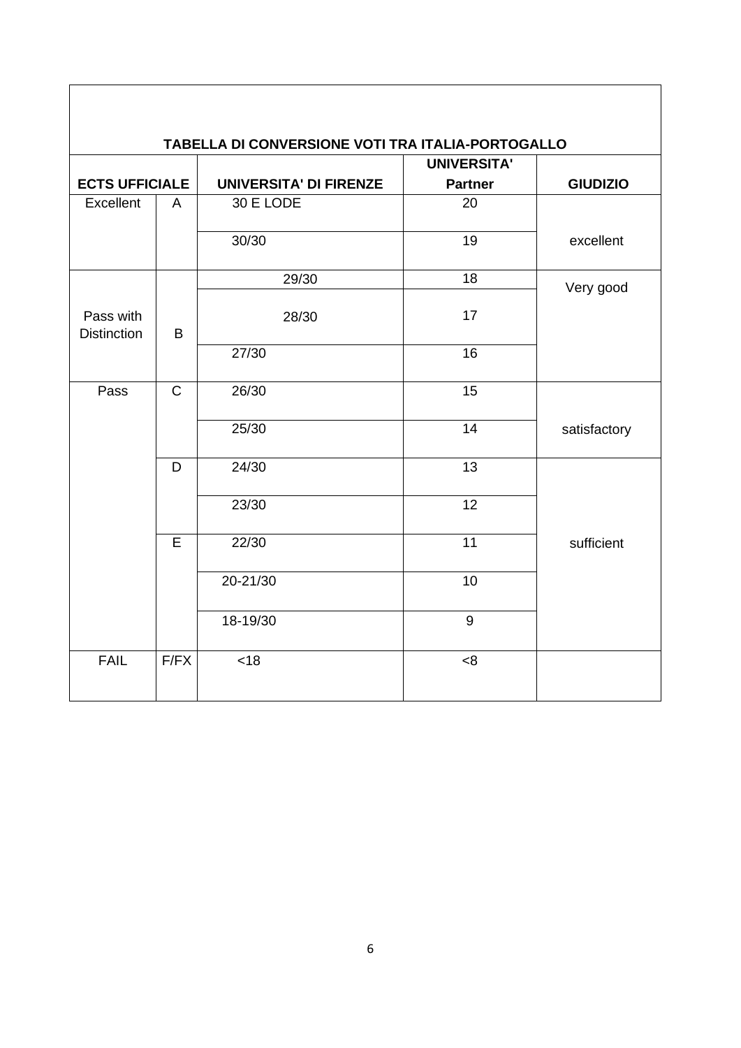**TABELLA DI CONVERSIONE VOTI TRA ITALIA-PORTOGALLO**

| ECTS UFFICIALE | | UNIVERSITA' DI FIRENZE | UNIVERSITA' Partner | GIUDIZIO |
|---|---|---|---|---|
| Excellent | A | 30 E LODE | 20 | excellent |
| | | 30/30 | 19 | |
| Pass with Distinction | B | 29/30 | 18 | Very good |
| | | 28/30 | 17 | |
| | | 27/30 | 16 | |
| Pass | C | 26/30 | 15 | satisfactory |
| | | 25/30 | 14 | |
| | D | 24/30 | 13 | sufficient |
| | | 23/30 | 12 | |
| | E | 22/30 | 11 | |
| | | 20-21/30 | 10 | |
| | | 18-19/30 | 9 | |
| FAIL | F/FX | <18 | <8 | |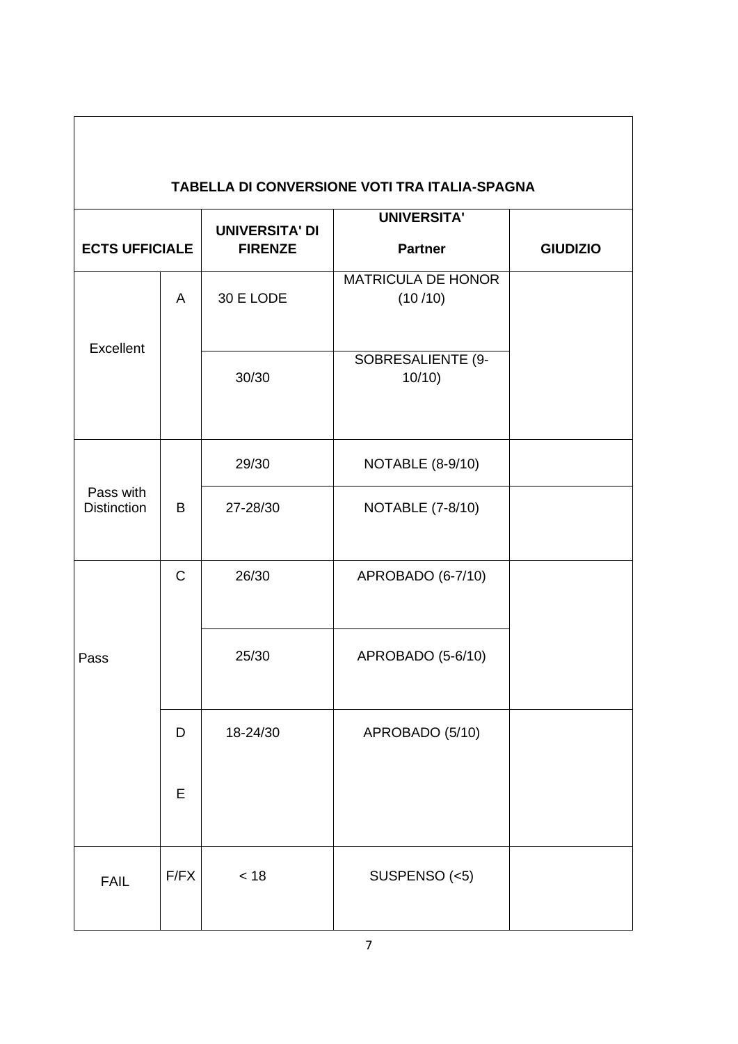| TABELLA DI CONVERSIONE VOTI TRA ITALIA-SPAGNA | | | | |
|---|---|---|---|---|
| **ECTS UFFICIALE** | | **UNIVERSITA' DI FIRENZE** | **UNIVERSITA' Partner** | **GIUDIZIO** |
| Excellent | A | 30 E LODE | MATRICULA DE HONOR (10 /10) | |
| | | 30/30 | SOBRESALIENTE (9-10/10) | |
| Pass with Distinction | B | 29/30 | NOTABLE (8-9/10) | |
| | | 27-28/30 | NOTABLE (7-8/10) | |
| Pass | C | 26/30 | APROBADO (6-7/10) | |
| | | 25/30 | APROBADO (5-6/10) | |
| | D<br>E | 18-24/30 | APROBADO (5/10) | |
| FAIL | F/FX | < 18 | SUSPENSO (<5) | |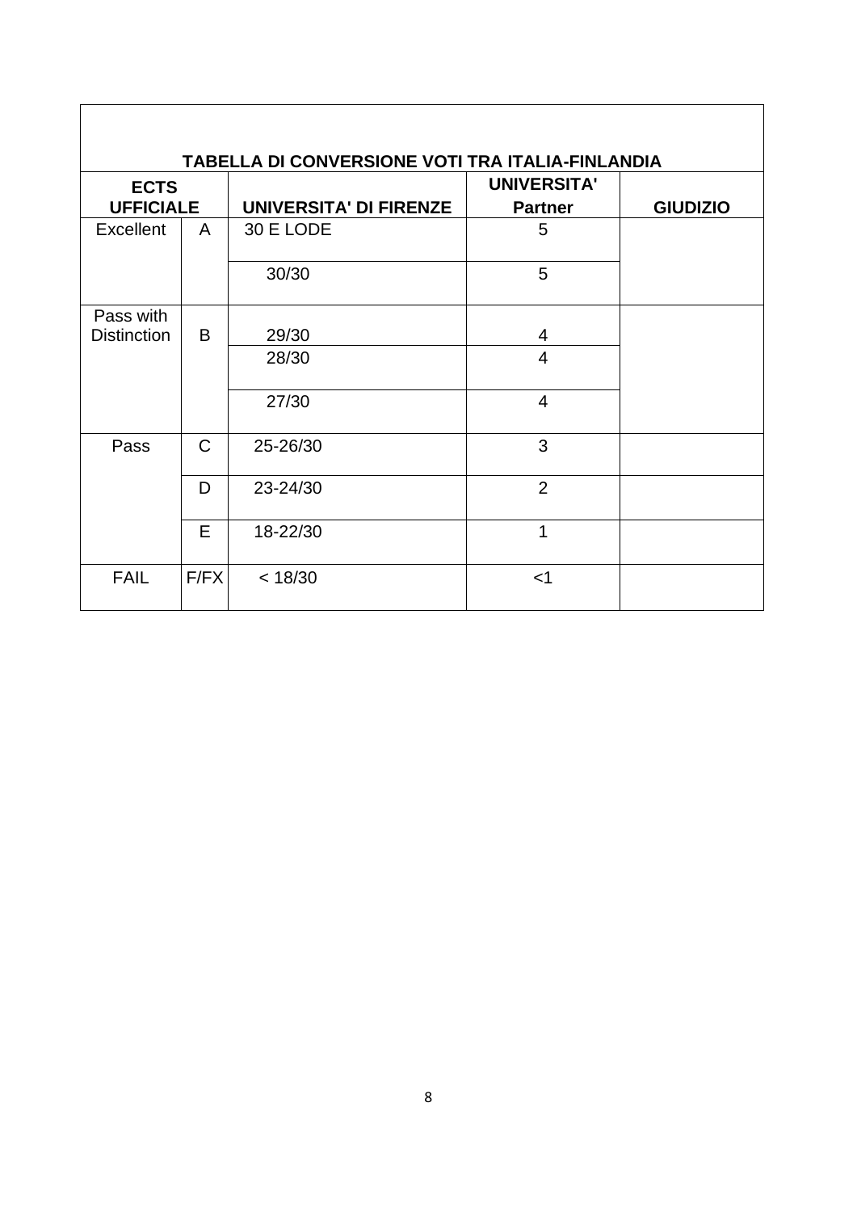**TABELLA DI CONVERSIONE VOTI TRA ITALIA-FINLANDIA**

| ECTS UFFICIALE | | UNIVERSITA' DI FIRENZE | UNIVERSITA' Partner | GIUDIZIO |
|---|---|---|---|---|
| Excellent | A | 30 E LODE | 5 | |
| | | 30/30 | 5 | |
| Pass with Distinction | B | 29/30 | 4 | |
| | | 28/30 | 4 | |
| | | 27/30 | 4 | |
| Pass | C | 25-26/30 | 3 | |
| | D | 23-24/30 | 2 | |
| | E | 18-22/30 | 1 | |
| FAIL | F/FX | < 18/30 | <1 | |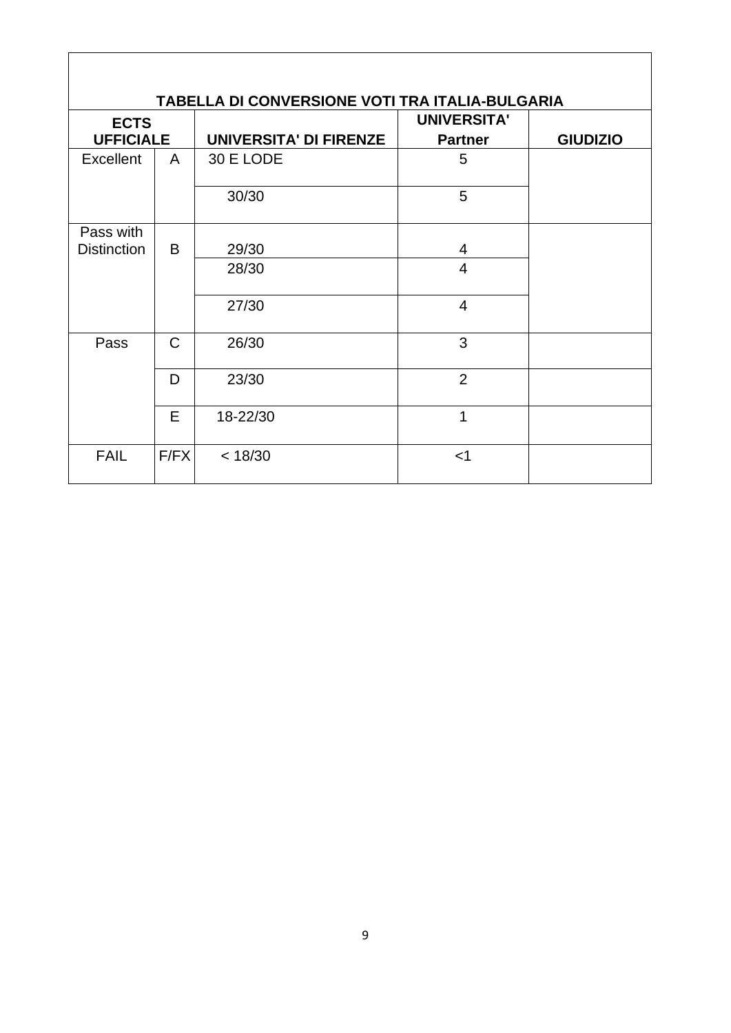**TABELLA DI CONVERSIONE VOTI TRA ITALIA-BULGARIA**

| ECTS UFFICIALE | | UNIVERSITA' DI FIRENZE | UNIVERSITA' Partner | GIUDIZIO |
|---|---|---|---|---|
| Excellent | A | 30 E LODE | 5 | |
| | | 30/30 | 5 | |
| Pass with Distinction | B | 29/30 | 4 | |
| | | 28/30 | 4 | |
| | | 27/30 | 4 | |
| Pass | C | 26/30 | 3 | |
| | D | 23/30 | 2 | |
| | E | 18-22/30 | 1 | |
| FAIL | F/FX | < 18/30 | <1 | |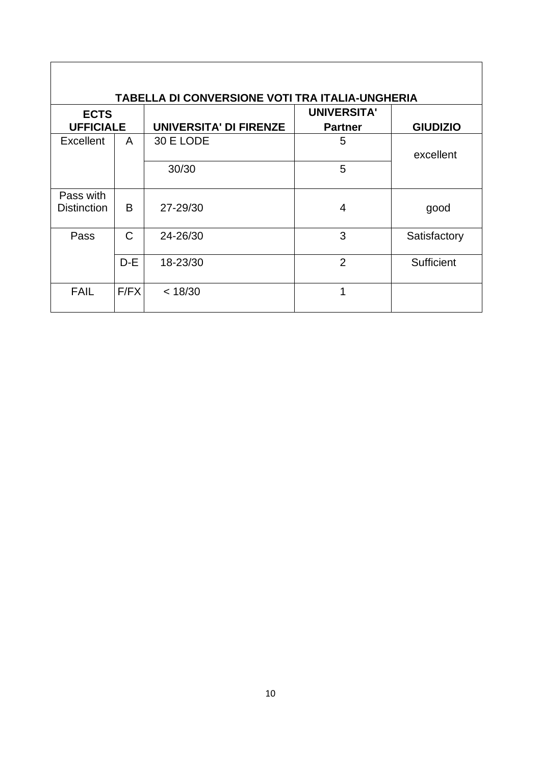| TABELLA DI CONVERSIONE VOTI TRA ITALIA-UNGHERIA | | | | |
|---|---|---|---|---|
| **ECTS UFFICIALE** | | **UNIVERSITA' DI FIRENZE** | **UNIVERSITA' Partner** | **GIUDIZIO** |
| Excellent | A | 30 E LODE | 5 | excellent |
| | | 30/30 | 5 | |
| Pass with Distinction | B | 27-29/30 | 4 | good |
| Pass | C | 24-26/30 | 3 | Satisfactory |
| | D-E | 18-23/30 | 2 | Sufficient |
| FAIL | F/FX | < 18/30 | 1 | |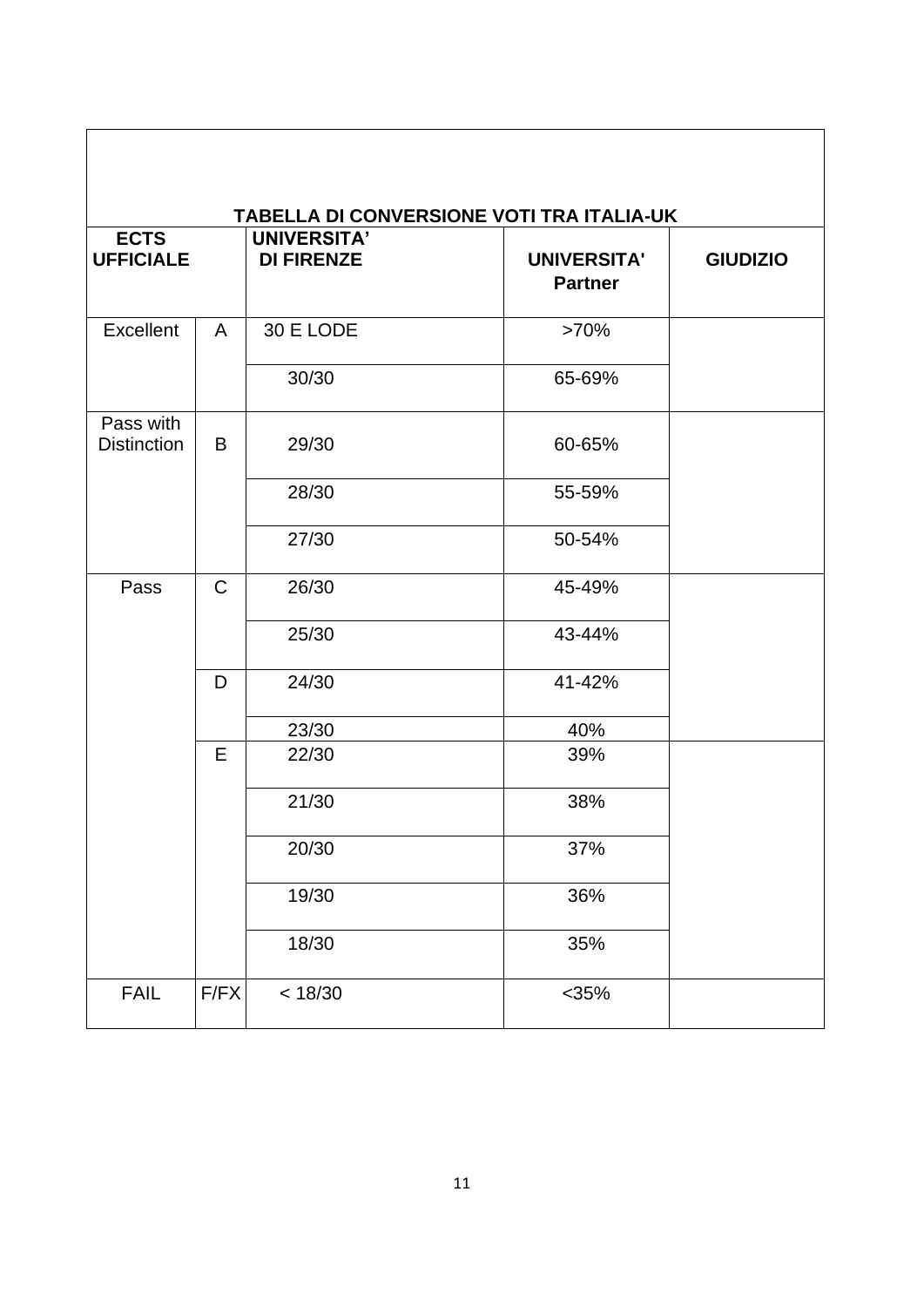**TABELLA DI CONVERSIONE VOTI TRA ITALIA-UK**

| **ECTS UFFICIALE** | | **UNIVERSITA' DI FIRENZE** | **UNIVERSITA' Partner** | **GIUDIZIO** |
|---|---|---|---|---|
| Excellent | A | 30 E LODE | >70% | |
| | | 30/30 | 65-69% | |
| Pass with Distinction | B | 29/30 | 60-65% | |
| | | 28/30 | 55-59% | |
| | | 27/30 | 50-54% | |
| Pass | C | 26/30 | 45-49% | |
| | | 25/30 | 43-44% | |
| | D | 24/30 | 41-42% | |
| | | 23/30 | 40% | |
| | E | 22/30 | 39% | |
| | | 21/30 | 38% | |
| | | 20/30 | 37% | |
| | | 19/30 | 36% | |
| | | 18/30 | 35% | |
| FAIL | F/FX | < 18/30 | <35% | |